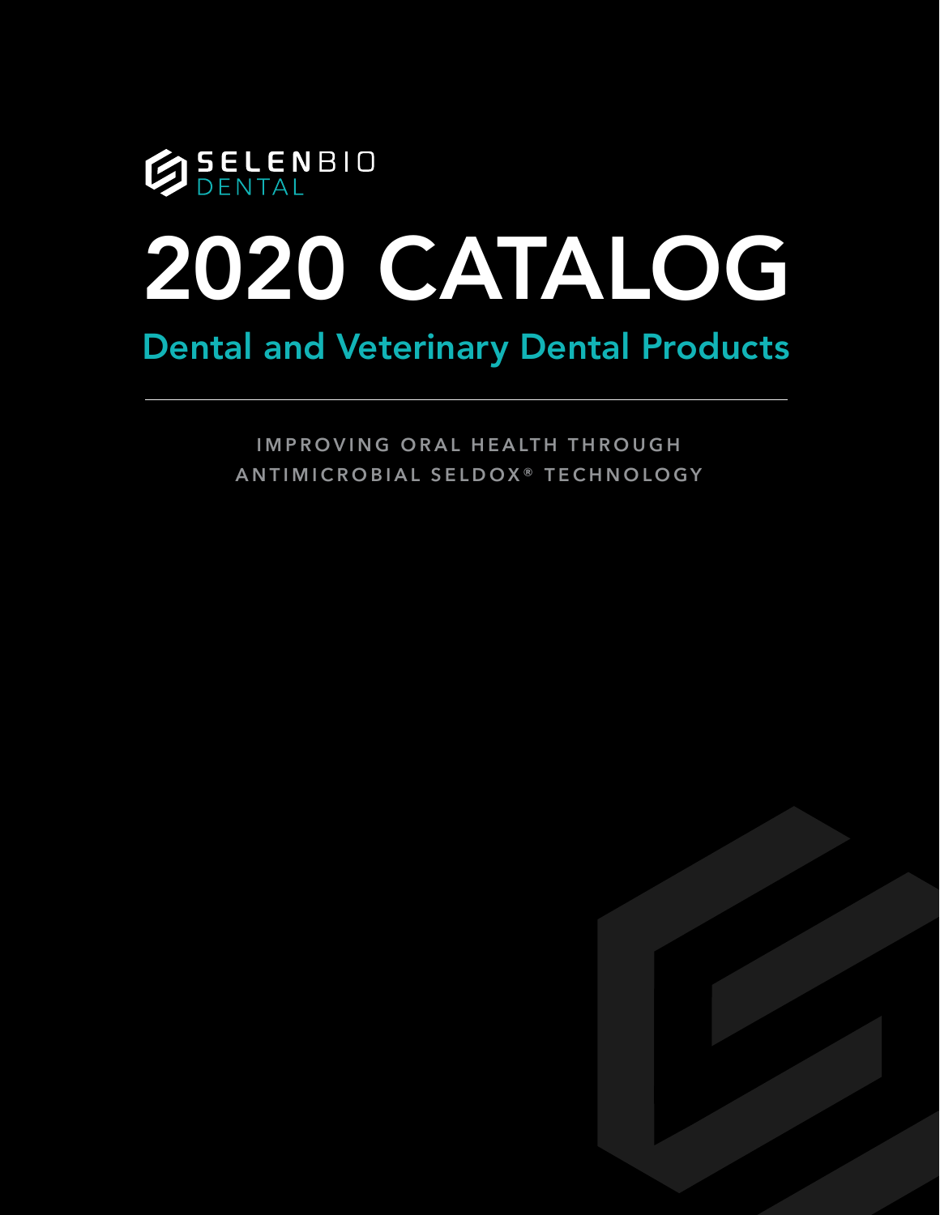SELENBIO DENTAL

# 2020 CATALOG

## Dental and Veterinary Dental Products

---

IMPROVING ORAL HEALTH THROUGH ANTIMICROBIAL SELDOX® TECHNOLOGY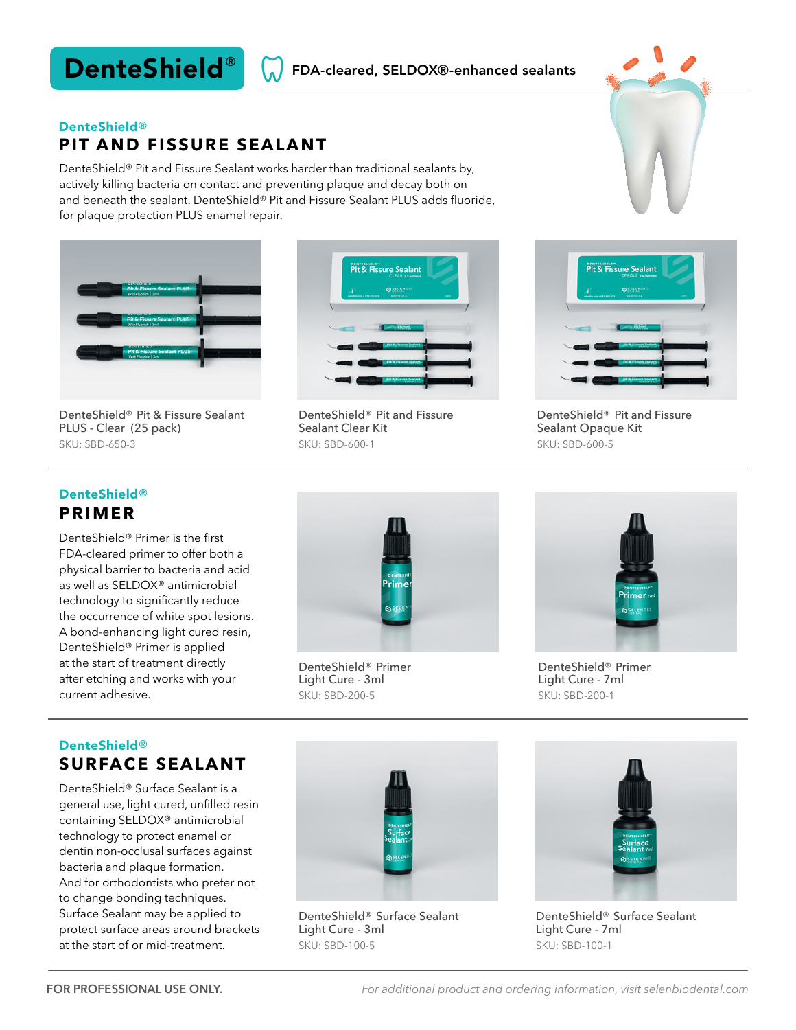# DenteShield®

FDA-cleared, SELDOX®-enhanced sealants

DenteShield®

## PIT AND FISSURE SEALANT

DenteShield® Pit and Fissure Sealant works harder than traditional sealants by, actively killing bacteria on contact and preventing plaque and decay both on and beneath the sealant. DenteShield® Pit and Fissure Sealant PLUS adds fluoride, for plaque protection PLUS enamel repair.

DenteShield® Pit & Fissure Sealant PLUS - Clear (25 pack)
SKU: SBD-650-3

DenteShield® Pit and Fissure Sealant Clear Kit
SKU: SBD-600-1

DenteShield® Pit and Fissure Sealant Opaque Kit
SKU: SBD-600-5

DenteShield®

## PRIMER

DenteShield® Primer is the first FDA-cleared primer to offer both a physical barrier to bacteria and acid as well as SELDOX® antimicrobial technology to significantly reduce the occurrence of white spot lesions. A bond-enhancing light cured resin, DenteShield® Primer is applied at the start of treatment directly after etching and works with your current adhesive.

DenteShield® Primer Light Cure - 3ml
SKU: SBD-200-5

DenteShield® Primer Light Cure - 7ml
SKU: SBD-200-1

DenteShield®

## SURFACE SEALANT

DenteShield® Surface Sealant is a general use, light cured, unfilled resin containing SELDOX® antimicrobial technology to protect enamel or dentin non-occlusal surfaces against bacteria and plaque formation. And for orthodontists who prefer not to change bonding techniques. Surface Sealant may be applied to protect surface areas around brackets at the start of or mid-treatment.

DenteShield® Surface Sealant Light Cure - 3ml
SKU: SBD-100-5

DenteShield® Surface Sealant Light Cure - 7ml
SKU: SBD-100-1

**FOR PROFESSIONAL USE ONLY.**

*For additional product and ordering information, visit selenbiodental.com*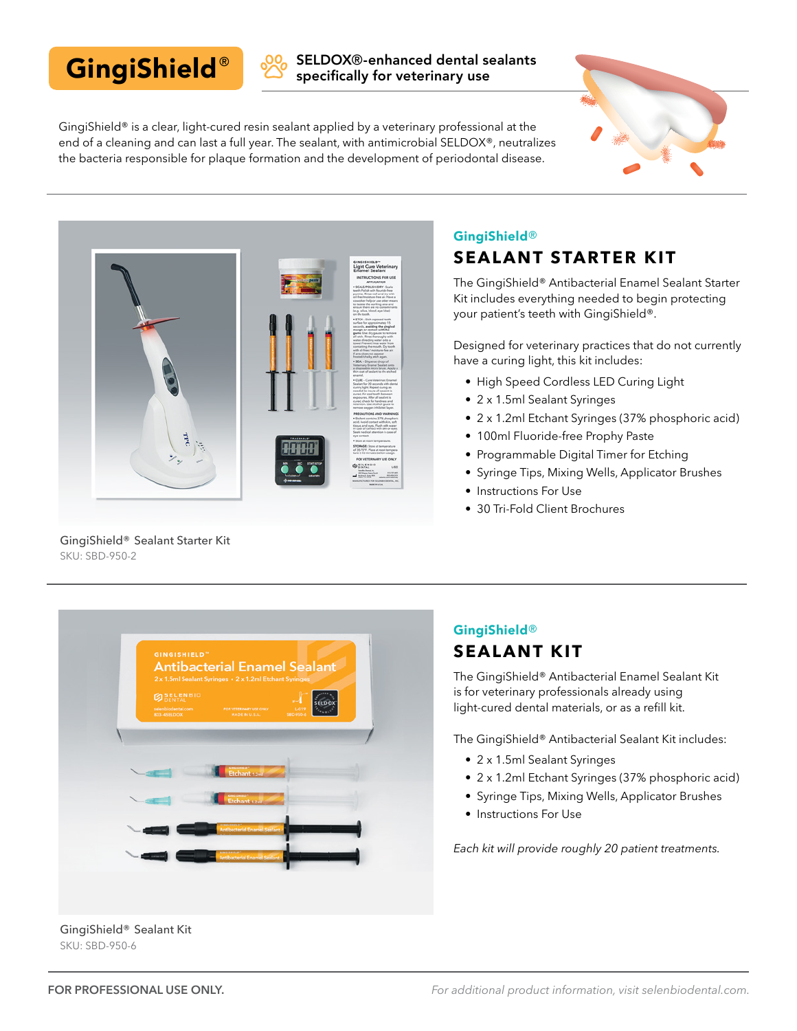# GingiShield®

**SELDOX®-enhanced dental sealants specifically for veterinary use**

GingiShield® is a clear, light-cured resin sealant applied by a veterinary professional at the end of a cleaning and can last a full year. The sealant, with antimicrobial SELDOX®, neutralizes the bacteria responsible for plaque formation and the development of periodontal disease.

---

GingiShield® Sealant Starter Kit
SKU: SBD-950-2

## GingiShield®
## SEALANT STARTER KIT

The GingiShield® Antibacterial Enamel Sealant Starter Kit includes everything needed to begin protecting your patient's teeth with GingiShield®.

Designed for veterinary practices that do not currently have a curing light, this kit includes:

- High Speed Cordless LED Curing Light
- 2 x 1.5ml Sealant Syringes
- 2 x 1.2ml Etchant Syringes (37% phosphoric acid)
- 100ml Fluoride-free Prophy Paste
- Programmable Digital Timer for Etching
- Syringe Tips, Mixing Wells, Applicator Brushes
- Instructions For Use
- 30 Tri-Fold Client Brochures

---

GingiShield® Sealant Kit
SKU: SBD-950-6

## GingiShield®
## SEALANT KIT

The GingiShield® Antibacterial Enamel Sealant Kit is for veterinary professionals already using light-cured dental materials, or as a refill kit.

The GingiShield® Antibacterial Sealant Kit includes:

- 2 x 1.5ml Sealant Syringes
- 2 x 1.2ml Etchant Syringes (37% phosphoric acid)
- Syringe Tips, Mixing Wells, Applicator Brushes
- Instructions For Use

*Each kit will provide roughly 20 patient treatments.*

---

**FOR PROFESSIONAL USE ONLY.**

*For additional product information, visit selenbiodental.com.*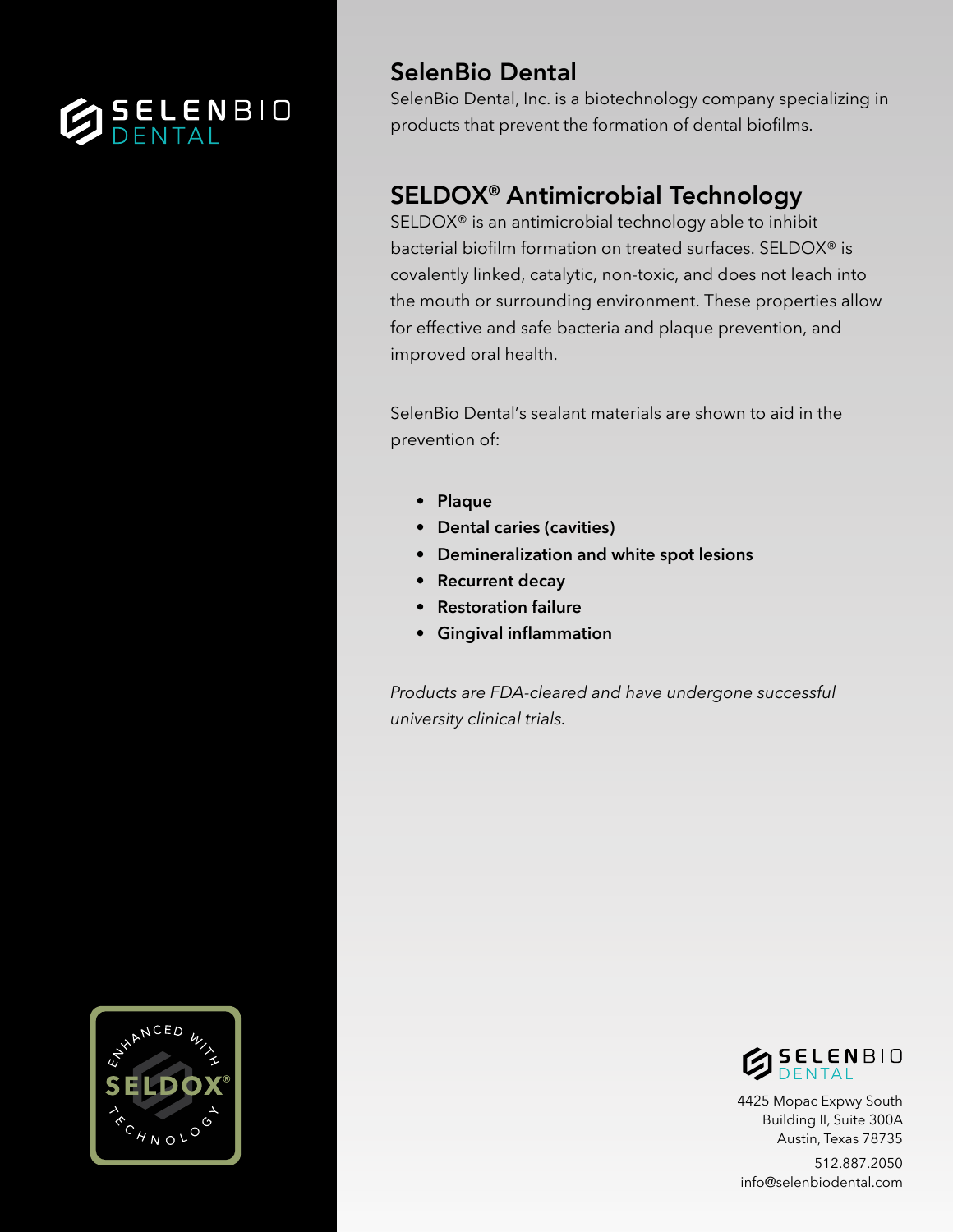## SelenBio Dental

SelenBio Dental, Inc. is a biotechnology company specializing in products that prevent the formation of dental biofilms.

## SELDOX® Antimicrobial Technology

SELDOX® is an antimicrobial technology able to inhibit bacterial biofilm formation on treated surfaces. SELDOX® is covalently linked, catalytic, non-toxic, and does not leach into the mouth or surrounding environment. These properties allow for effective and safe bacteria and plaque prevention, and improved oral health.

SelenBio Dental's sealant materials are shown to aid in the prevention of:

- **Plaque**
- **Dental caries (cavities)**
- **Demineralization and white spot lesions**
- **Recurrent decay**
- **Restoration failure**
- **Gingival inflammation**

*Products are FDA-cleared and have undergone successful university clinical trials.*

ENHANCED WITH SELDOX® TECHNOLOGY

SELENBIO DENTAL

4425 Mopac Expwy South
Building II, Suite 300A
Austin, Texas 78735

512.887.2050
info@selenbiodental.com